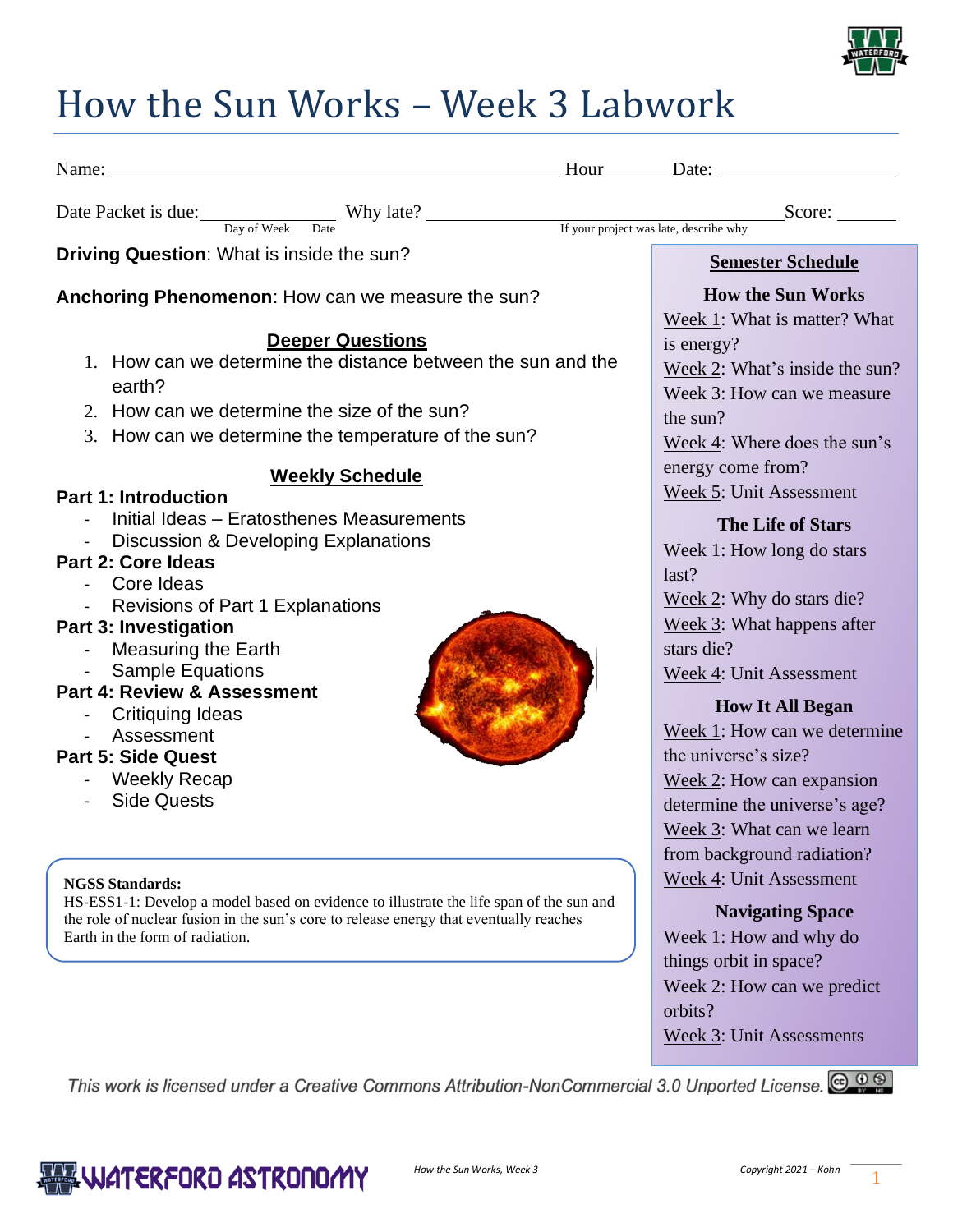# How the Sun Works – Week 3 Labwork

Name: ______________________________ Hour______ Date: ______________

Date Packet is due: ______________ (Day of Week, Date) Why late? ______________________ (If your project was late, describe why) Score: ______

**Driving Question**: What is inside the sun?

**Anchoring Phenomenon**: How can we measure the sun?

## Deeper Questions

1. How can we determine the distance between the sun and the earth?
2. How can we determine the size of the sun?
3. How can we determine the temperature of the sun?

## Weekly Schedule

**Part 1: Introduction**
- Initial Ideas – Eratosthenes Measurements
- Discussion & Developing Explanations

**Part 2: Core Ideas**
- Core Ideas
- Revisions of Part 1 Explanations

**Part 3: Investigation**
- Measuring the Earth
- Sample Equations

**Part 4: Review & Assessment**
- Critiquing Ideas
- Assessment

**Part 5: Side Quest**
- Weekly Recap
- Side Quests

**NGSS Standards:**
HS-ESS1-1: Develop a model based on evidence to illustrate the life span of the sun and the role of nuclear fusion in the sun's core to release energy that eventually reaches Earth in the form of radiation.

## Semester Schedule

**How the Sun Works**
- Week 1: What is matter? What is energy?
- Week 2: What's inside the sun?
- Week 3: How can we measure the sun?
- Week 4: Where does the sun's energy come from?
- Week 5: Unit Assessment

**The Life of Stars**
- Week 1: How long do stars last?
- Week 2: Why do stars die?
- Week 3: What happens after stars die?
- Week 4: Unit Assessment

**How It All Began**
- Week 1: How can we determine the universe's size?
- Week 2: How can expansion determine the universe's age?
- Week 3: What can we learn from background radiation?
- Week 4: Unit Assessment

**Navigating Space**
- Week 1: How and why do things orbit in space?
- Week 2: How can we predict orbits?
- Week 3: Unit Assessments

*This work is licensed under a Creative Commons Attribution-NonCommercial 3.0 Unported License.*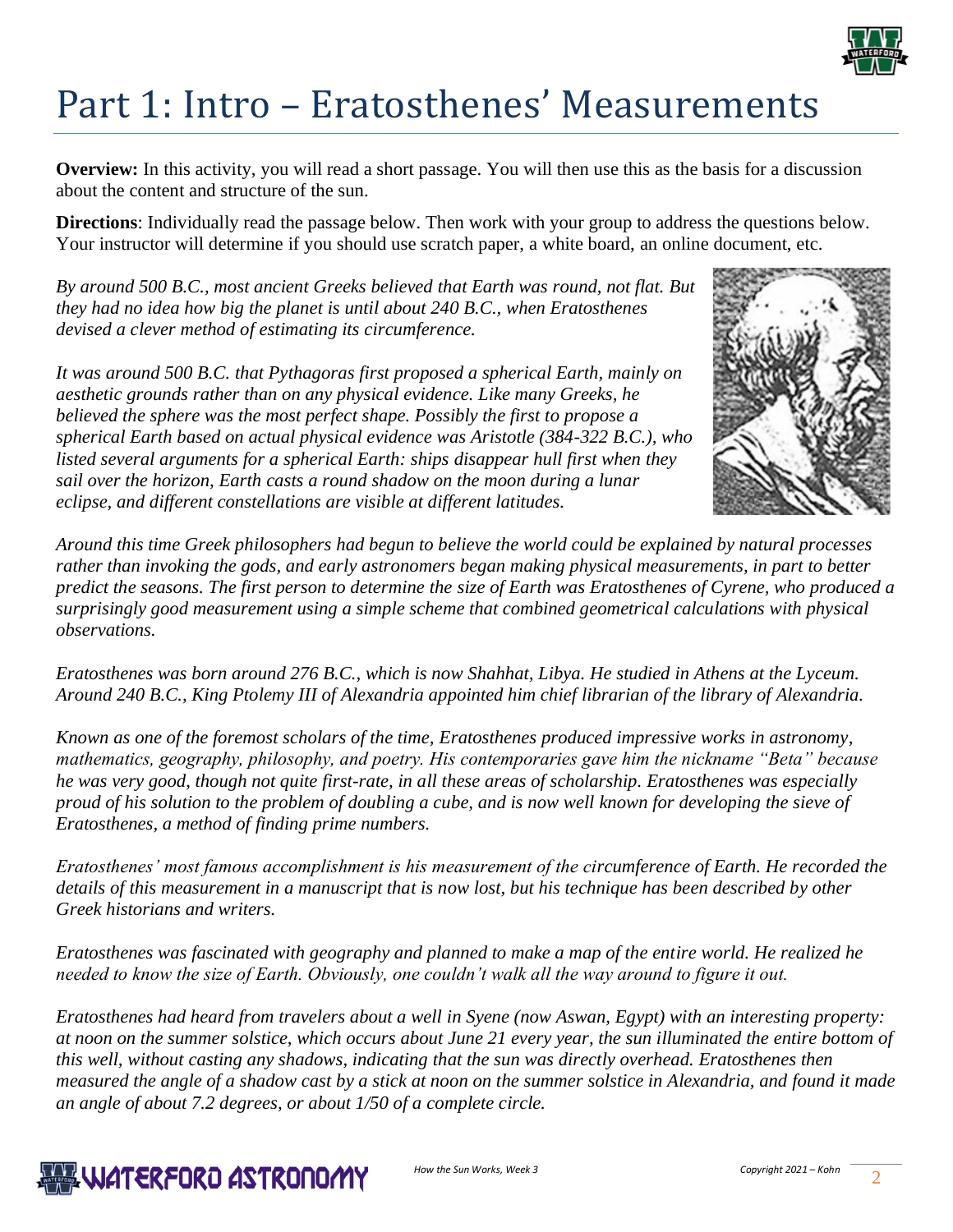# Part 1: Intro – Eratosthenes' Measurements

**Overview:** In this activity, you will read a short passage. You will then use this as the basis for a discussion about the content and structure of the sun.

**Directions**: Individually read the passage below. Then work with your group to address the questions below. Your instructor will determine if you should use scratch paper, a white board, an online document, etc.

*By around 500 B.C., most ancient Greeks believed that Earth was round, not flat. But they had no idea how big the planet is until about 240 B.C., when Eratosthenes devised a clever method of estimating its circumference.*

*It was around 500 B.C. that Pythagoras first proposed a spherical Earth, mainly on aesthetic grounds rather than on any physical evidence. Like many Greeks, he believed the sphere was the most perfect shape. Possibly the first to propose a spherical Earth based on actual physical evidence was Aristotle (384-322 B.C.), who listed several arguments for a spherical Earth: ships disappear hull first when they sail over the horizon, Earth casts a round shadow on the moon during a lunar eclipse, and different constellations are visible at different latitudes.*

*Around this time Greek philosophers had begun to believe the world could be explained by natural processes rather than invoking the gods, and early astronomers began making physical measurements, in part to better predict the seasons. The first person to determine the size of Earth was Eratosthenes of Cyrene, who produced a surprisingly good measurement using a simple scheme that combined geometrical calculations with physical observations.*

*Eratosthenes was born around 276 B.C., which is now Shahhat, Libya. He studied in Athens at the Lyceum. Around 240 B.C., King Ptolemy III of Alexandria appointed him chief librarian of the library of Alexandria.*

*Known as one of the foremost scholars of the time, Eratosthenes produced impressive works in astronomy, mathematics, geography, philosophy, and poetry. His contemporaries gave him the nickname "Beta" because he was very good, though not quite first-rate, in all these areas of scholarship. Eratosthenes was especially proud of his solution to the problem of doubling a cube, and is now well known for developing the sieve of Eratosthenes, a method of finding prime numbers.*

*Eratosthenes' most famous accomplishment is his measurement of the circumference of Earth. He recorded the details of this measurement in a manuscript that is now lost, but his technique has been described by other Greek historians and writers.*

*Eratosthenes was fascinated with geography and planned to make a map of the entire world. He realized he needed to know the size of Earth. Obviously, one couldn't walk all the way around to figure it out.*

*Eratosthenes had heard from travelers about a well in Syene (now Aswan, Egypt) with an interesting property: at noon on the summer solstice, which occurs about June 21 every year, the sun illuminated the entire bottom of this well, without casting any shadows, indicating that the sun was directly overhead. Eratosthenes then measured the angle of a shadow cast by a stick at noon on the summer solstice in Alexandria, and found it made an angle of about 7.2 degrees, or about 1/50 of a complete circle.*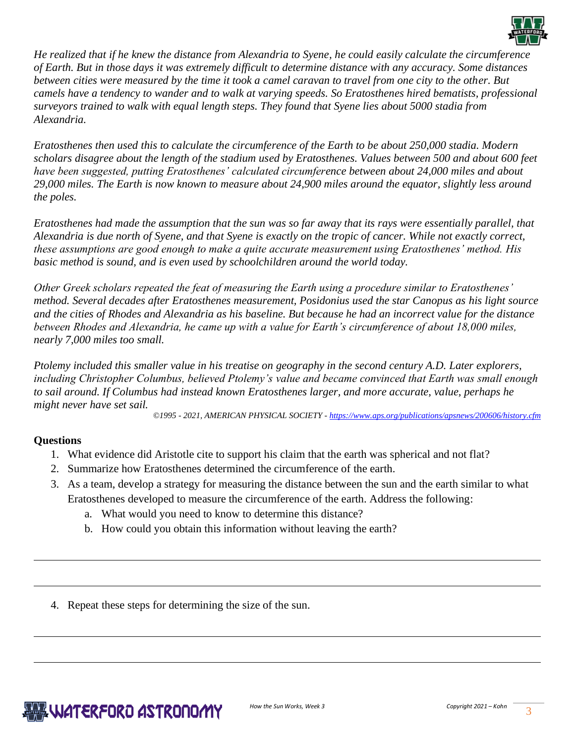*He realized that if he knew the distance from Alexandria to Syene, he could easily calculate the circumference of Earth. But in those days it was extremely difficult to determine distance with any accuracy. Some distances between cities were measured by the time it took a camel caravan to travel from one city to the other. But camels have a tendency to wander and to walk at varying speeds. So Eratosthenes hired bematists, professional surveyors trained to walk with equal length steps. They found that Syene lies about 5000 stadia from Alexandria.*

*Eratosthenes then used this to calculate the circumference of the Earth to be about 250,000 stadia. Modern scholars disagree about the length of the stadium used by Eratosthenes. Values between 500 and about 600 feet have been suggested, putting Eratosthenes' calculated circumference between about 24,000 miles and about 29,000 miles. The Earth is now known to measure about 24,900 miles around the equator, slightly less around the poles.*

*Eratosthenes had made the assumption that the sun was so far away that its rays were essentially parallel, that Alexandria is due north of Syene, and that Syene is exactly on the tropic of cancer. While not exactly correct, these assumptions are good enough to make a quite accurate measurement using Eratosthenes' method. His basic method is sound, and is even used by schoolchildren around the world today.*

*Other Greek scholars repeated the feat of measuring the Earth using a procedure similar to Eratosthenes' method. Several decades after Eratosthenes measurement, Posidonius used the star Canopus as his light source and the cities of Rhodes and Alexandria as his baseline. But because he had an incorrect value for the distance between Rhodes and Alexandria, he came up with a value for Earth's circumference of about 18,000 miles, nearly 7,000 miles too small.*

*Ptolemy included this smaller value in his treatise on geography in the second century A.D. Later explorers, including Christopher Columbus, believed Ptolemy's value and became convinced that Earth was small enough to sail around. If Columbus had instead known Eratosthenes larger, and more accurate, value, perhaps he might never have set sail.*

*©1995 - 2021, AMERICAN PHYSICAL SOCIETY - https://www.aps.org/publications/apsnews/200606/history.cfm*

**Questions**

1. What evidence did Aristotle cite to support his claim that the earth was spherical and not flat?
2. Summarize how Eratosthenes determined the circumference of the earth.
3. As a team, develop a strategy for measuring the distance between the sun and the earth similar to what Eratosthenes developed to measure the circumference of the earth. Address the following:
   a. What would you need to know to determine this distance?
   b. How could you obtain this information without leaving the earth?

4. Repeat these steps for determining the size of the sun.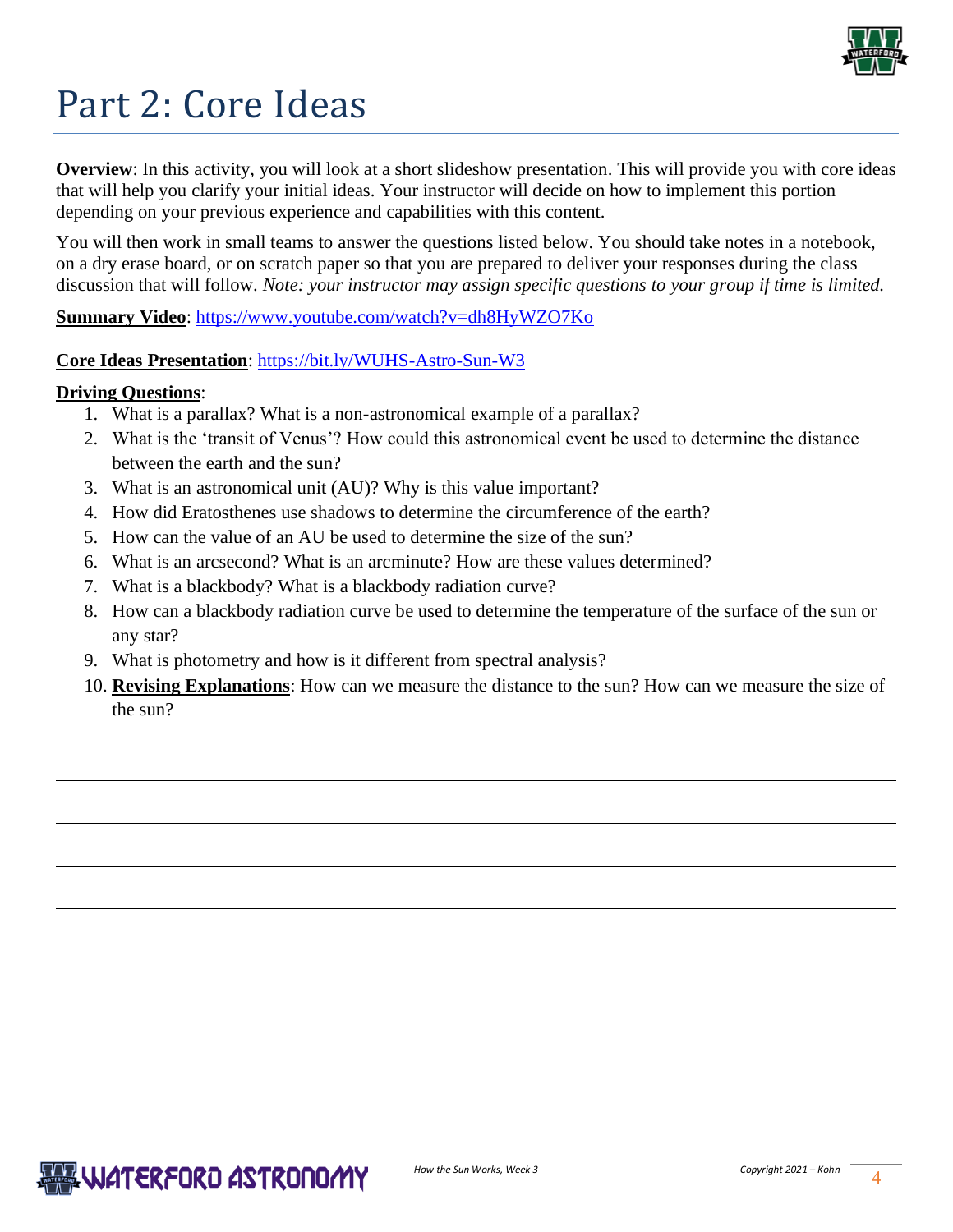# Part 2: Core Ideas

**Overview**: In this activity, you will look at a short slideshow presentation. This will provide you with core ideas that will help you clarify your initial ideas. Your instructor will decide on how to implement this portion depending on your previous experience and capabilities with this content.

You will then work in small teams to answer the questions listed below. You should take notes in a notebook, on a dry erase board, or on scratch paper so that you are prepared to deliver your responses during the class discussion that will follow. *Note: your instructor may assign specific questions to your group if time is limited.*

**Summary Video**: https://www.youtube.com/watch?v=dh8HyWZO7Ko

**Core Ideas Presentation**: https://bit.ly/WUHS-Astro-Sun-W3

**Driving Questions**:

1. What is a parallax? What is a non-astronomical example of a parallax?
2. What is the 'transit of Venus'? How could this astronomical event be used to determine the distance between the earth and the sun?
3. What is an astronomical unit (AU)? Why is this value important?
4. How did Eratosthenes use shadows to determine the circumference of the earth?
5. How can the value of an AU be used to determine the size of the sun?
6. What is an arcsecond? What is an arcminute? How are these values determined?
7. What is a blackbody? What is a blackbody radiation curve?
8. How can a blackbody radiation curve be used to determine the temperature of the surface of the sun or any star?
9. What is photometry and how is it different from spectral analysis?
10. **Revising Explanations**: How can we measure the distance to the sun? How can we measure the size of the sun?

---

---

---

---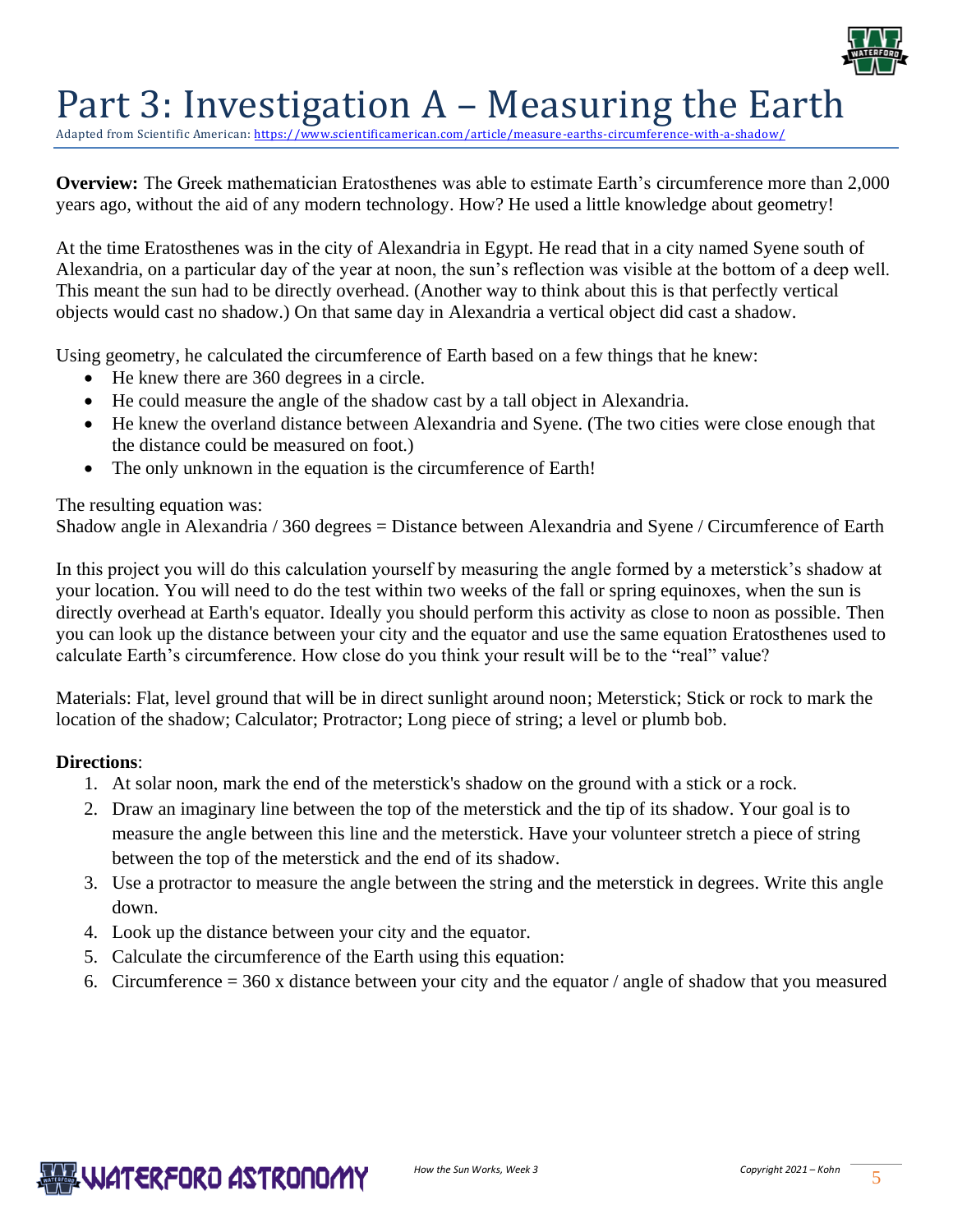# Part 3: Investigation A – Measuring the Earth

Adapted from Scientific American: https://www.scientificamerican.com/article/measure-earths-circumference-with-a-shadow/

**Overview:** The Greek mathematician Eratosthenes was able to estimate Earth's circumference more than 2,000 years ago, without the aid of any modern technology. How? He used a little knowledge about geometry!

At the time Eratosthenes was in the city of Alexandria in Egypt. He read that in a city named Syene south of Alexandria, on a particular day of the year at noon, the sun's reflection was visible at the bottom of a deep well. This meant the sun had to be directly overhead. (Another way to think about this is that perfectly vertical objects would cast no shadow.) On that same day in Alexandria a vertical object did cast a shadow.

Using geometry, he calculated the circumference of Earth based on a few things that he knew:

- He knew there are 360 degrees in a circle.
- He could measure the angle of the shadow cast by a tall object in Alexandria.
- He knew the overland distance between Alexandria and Syene. (The two cities were close enough that the distance could be measured on foot.)
- The only unknown in the equation is the circumference of Earth!

The resulting equation was:
Shadow angle in Alexandria / 360 degrees = Distance between Alexandria and Syene / Circumference of Earth

In this project you will do this calculation yourself by measuring the angle formed by a meterstick's shadow at your location. You will need to do the test within two weeks of the fall or spring equinoxes, when the sun is directly overhead at Earth's equator. Ideally you should perform this activity as close to noon as possible. Then you can look up the distance between your city and the equator and use the same equation Eratosthenes used to calculate Earth's circumference. How close do you think your result will be to the "real" value?

Materials: Flat, level ground that will be in direct sunlight around noon; Meterstick; Stick or rock to mark the location of the shadow; Calculator; Protractor; Long piece of string; a level or plumb bob.

**Directions**:

1. At solar noon, mark the end of the meterstick's shadow on the ground with a stick or a rock.
2. Draw an imaginary line between the top of the meterstick and the tip of its shadow. Your goal is to measure the angle between this line and the meterstick. Have your volunteer stretch a piece of string between the top of the meterstick and the end of its shadow.
3. Use a protractor to measure the angle between the string and the meterstick in degrees. Write this angle down.
4. Look up the distance between your city and the equator.
5. Calculate the circumference of the Earth using this equation:
6. Circumference = 360 x distance between your city and the equator / angle of shadow that you measured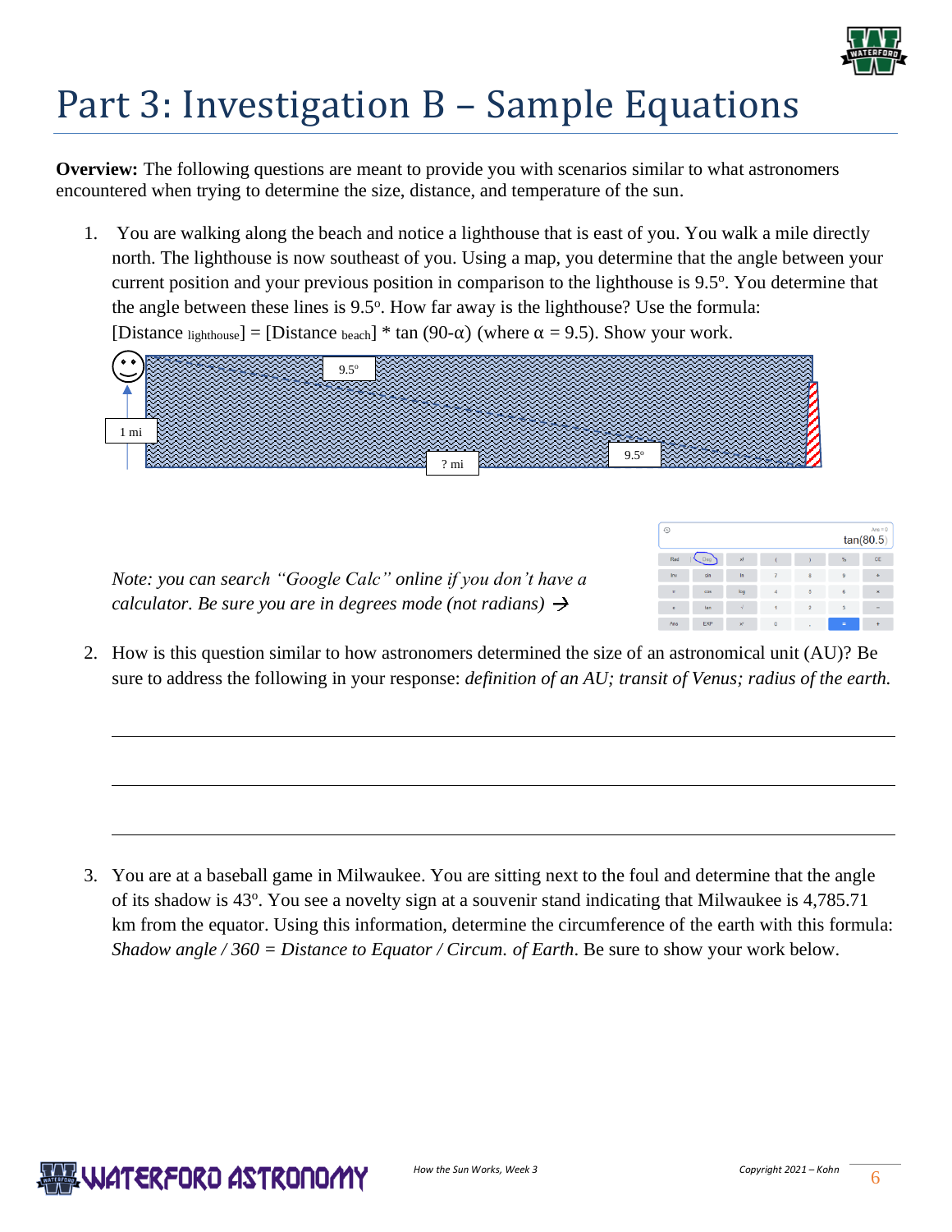# Part 3: Investigation B – Sample Equations

**Overview:** The following questions are meant to provide you with scenarios similar to what astronomers encountered when trying to determine the size, distance, and temperature of the sun.

1. You are walking along the beach and notice a lighthouse that is east of you. You walk a mile directly north. The lighthouse is now southeast of you. Using a map, you determine that the angle between your current position and your previous position in comparison to the lighthouse is 9.5°. You determine that the angle between these lines is 9.5°. How far away is the lighthouse? Use the formula: [Distance $_{\text{lighthouse}}$] = [Distance $_{\text{beach}}$] * tan (90-α) (where α = 9.5). Show your work.

   9.5°

   1 mi

   ? mi

   9.5°

   *Note: you can search "Google Calc" online if you don't have a calculator. Be sure you are in degrees mode (not radians)* →

   tan(80.5)

2. How is this question similar to how astronomers determined the size of an astronomical unit (AU)? Be sure to address the following in your response: *definition of an AU; transit of Venus; radius of the earth.*

   ______________________________________________________________________

   ______________________________________________________________________

   ______________________________________________________________________

3. You are at a baseball game in Milwaukee. You are sitting next to the foul and determine that the angle of its shadow is 43°. You see a novelty sign at a souvenir stand indicating that Milwaukee is 4,785.71 km from the equator. Using this information, determine the circumference of the earth with this formula: *Shadow angle / 360 = Distance to Equator / Circum. of Earth*. Be sure to show your work below.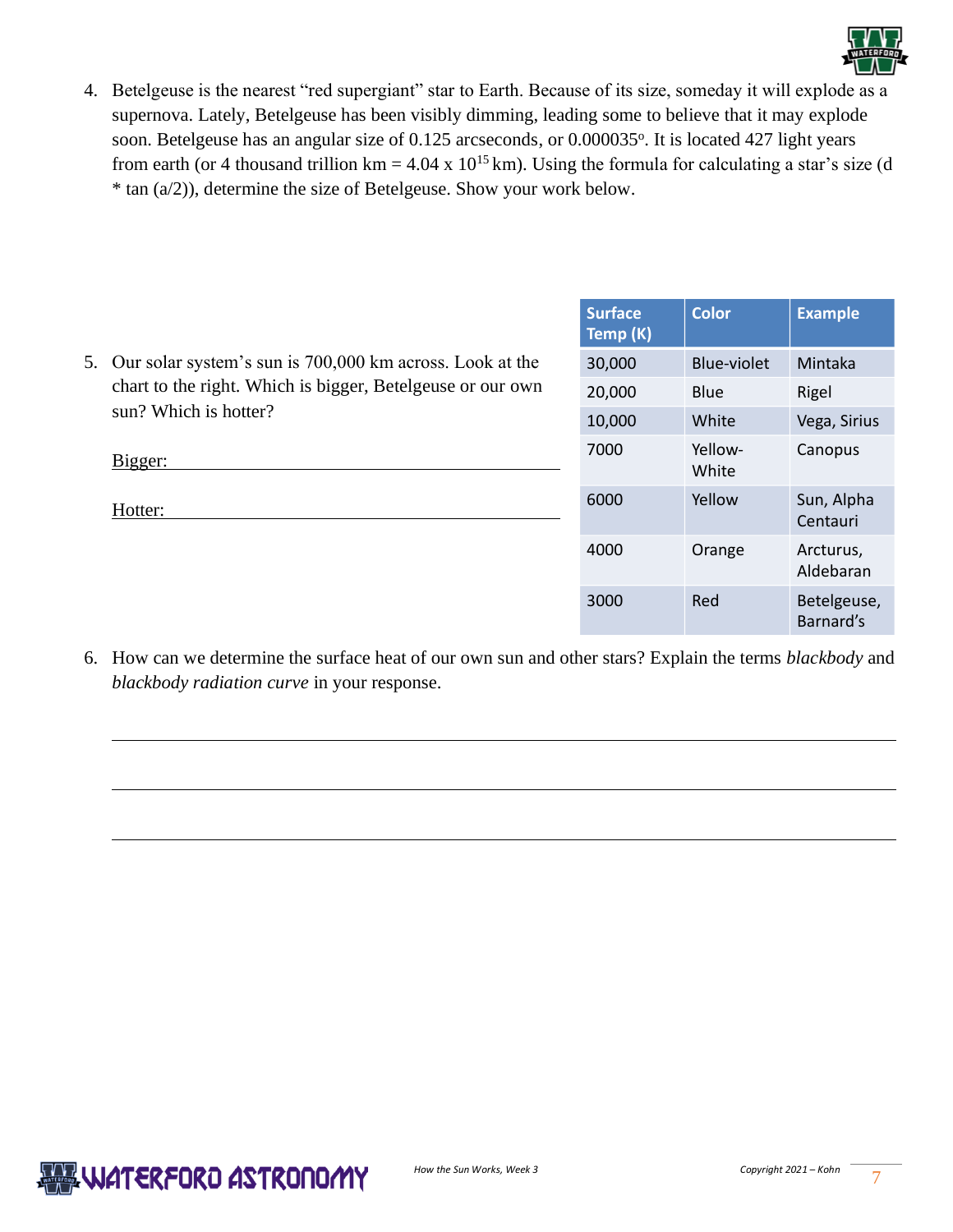4. Betelgeuse is the nearest "red supergiant" star to Earth. Because of its size, someday it will explode as a supernova. Lately, Betelgeuse has been visibly dimming, leading some to believe that it may explode soon. Betelgeuse has an angular size of 0.125 arcseconds, or 0.000035°. It is located 427 light years from earth (or 4 thousand trillion km = $4.04 \times 10^{15}$ km). Using the formula for calculating a star's size (d * tan (a/2)), determine the size of Betelgeuse. Show your work below.

5. Our solar system's sun is 700,000 km across. Look at the chart to the right. Which is bigger, Betelgeuse or our own sun? Which is hotter?

   Bigger: ______________________________

   Hotter: ______________________________

| Surface Temp (K) | Color | Example |
|---|---|---|
| 30,000 | Blue-violet | Mintaka |
| 20,000 | Blue | Rigel |
| 10,000 | White | Vega, Sirius |
| 7000 | Yellow-White | Canopus |
| 6000 | Yellow | Sun, Alpha Centauri |
| 4000 | Orange | Arcturus, Aldebaran |
| 3000 | Red | Betelgeuse, Barnard's |

6. How can we determine the surface heat of our own sun and other stars? Explain the terms *blackbody* and *blackbody radiation curve* in your response.

______________________________

______________________________

______________________________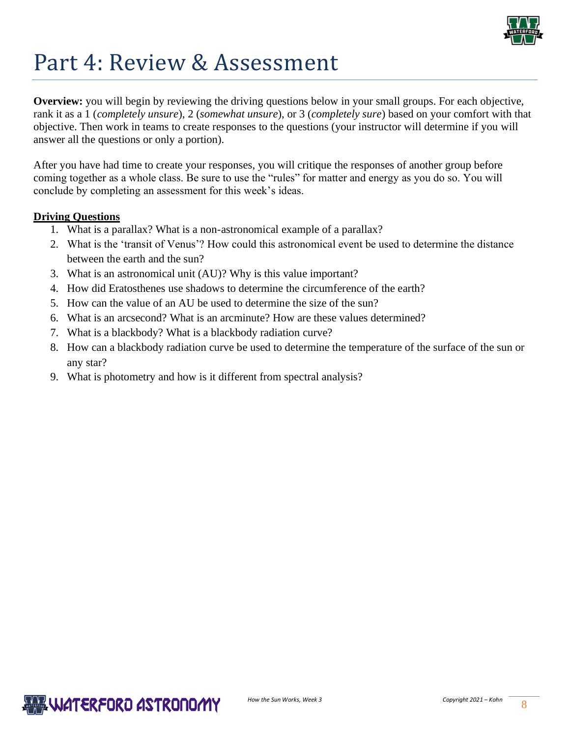# Part 4: Review & Assessment

**Overview:** you will begin by reviewing the driving questions below in your small groups. For each objective, rank it as a 1 (*completely unsure*), 2 (*somewhat unsure*), or 3 (*completely sure*) based on your comfort with that objective. Then work in teams to create responses to the questions (your instructor will determine if you will answer all the questions or only a portion).

After you have had time to create your responses, you will critique the responses of another group before coming together as a whole class. Be sure to use the "rules" for matter and energy as you do so. You will conclude by completing an assessment for this week's ideas.

**Driving Questions**

1. What is a parallax? What is a non-astronomical example of a parallax?
2. What is the 'transit of Venus'? How could this astronomical event be used to determine the distance between the earth and the sun?
3. What is an astronomical unit (AU)? Why is this value important?
4. How did Eratosthenes use shadows to determine the circumference of the earth?
5. How can the value of an AU be used to determine the size of the sun?
6. What is an arcsecond? What is an arcminute? How are these values determined?
7. What is a blackbody? What is a blackbody radiation curve?
8. How can a blackbody radiation curve be used to determine the temperature of the surface of the sun or any star?
9. What is photometry and how is it different from spectral analysis?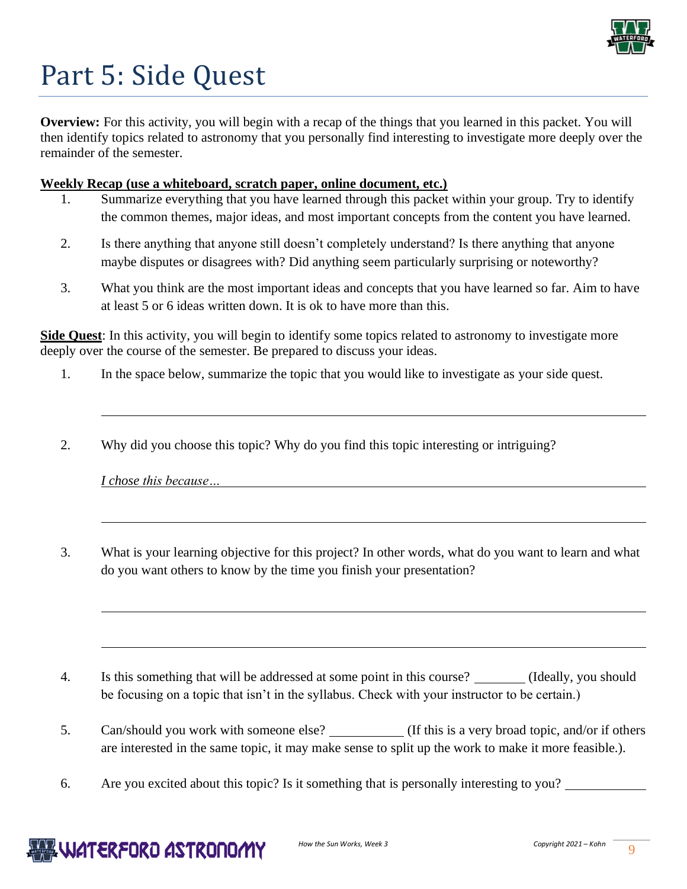# Part 5: Side Quest

**Overview:** For this activity, you will begin with a recap of the things that you learned in this packet. You will then identify topics related to astronomy that you personally find interesting to investigate more deeply over the remainder of the semester.

**Weekly Recap (use a whiteboard, scratch paper, online document, etc.)**

1. Summarize everything that you have learned through this packet within your group. Try to identify the common themes, major ideas, and most important concepts from the content you have learned.
2. Is there anything that anyone still doesn't completely understand? Is there anything that anyone maybe disputes or disagrees with? Did anything seem particularly surprising or noteworthy?
3. What you think are the most important ideas and concepts that you have learned so far. Aim to have at least 5 or 6 ideas written down. It is ok to have more than this.

**Side Quest**: In this activity, you will begin to identify some topics related to astronomy to investigate more deeply over the course of the semester. Be prepared to discuss your ideas.

1. In the space below, summarize the topic that you would like to investigate as your side quest.

   ______________________________________________________________

2. Why did you choose this topic? Why do you find this topic interesting or intriguing?

   *I chose this because…* ______________________________________________

   ______________________________________________________________

3. What is your learning objective for this project? In other words, what do you want to learn and what do you want others to know by the time you finish your presentation?

   ______________________________________________________________

   ______________________________________________________________

4. Is this something that will be addressed at some point in this course? ________ (Ideally, you should be focusing on a topic that isn't in the syllabus. Check with your instructor to be certain.)
5. Can/should you work with someone else? ___________ (If this is a very broad topic, and/or if others are interested in the same topic, it may make sense to split up the work to make it more feasible.).
6. Are you excited about this topic? Is it something that is personally interesting to you? ____________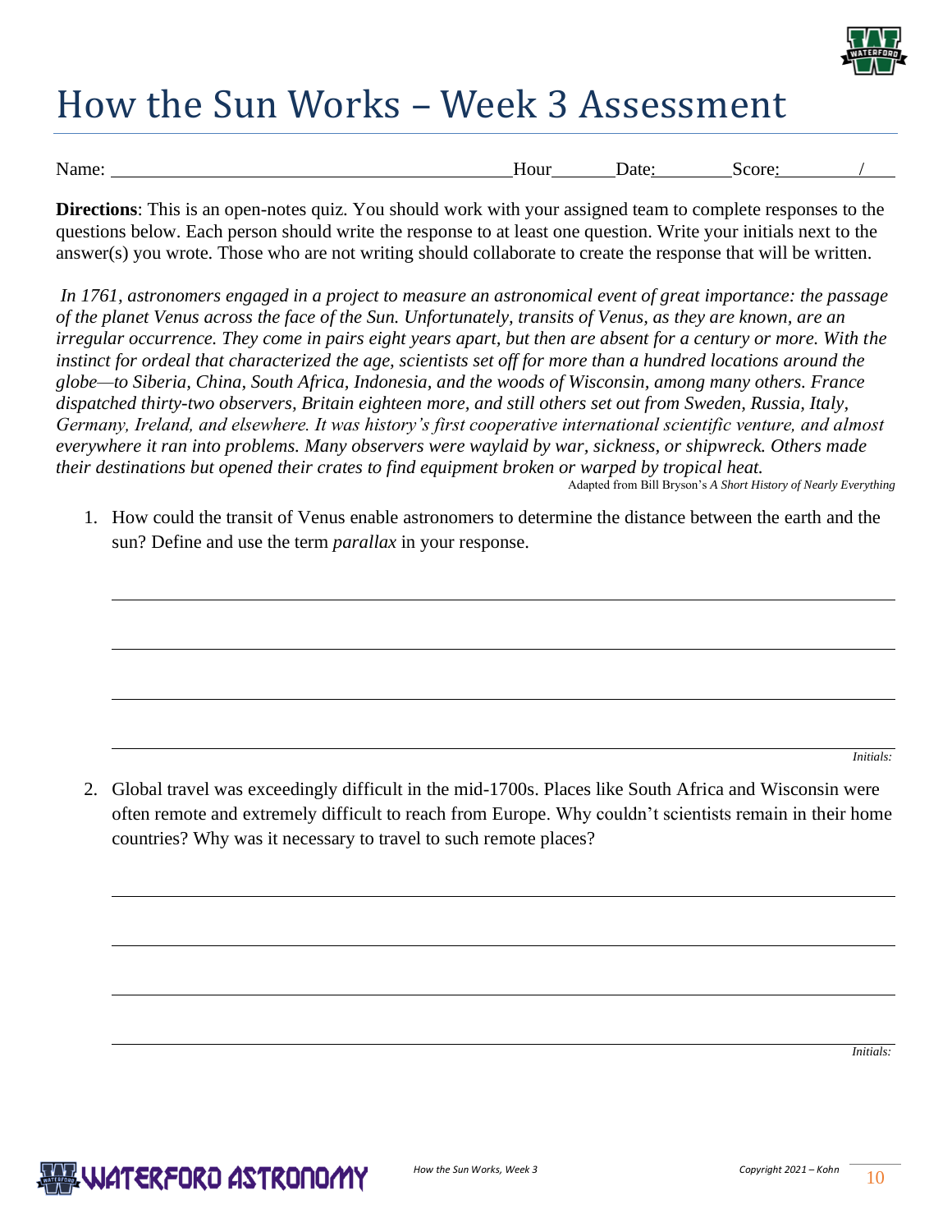# How the Sun Works – Week 3 Assessment

Name: ____________________________________________ Hour______ Date:________ Score:________/____

**Directions**: This is an open-notes quiz. You should work with your assigned team to complete responses to the questions below. Each person should write the response to at least one question. Write your initials next to the answer(s) you wrote. Those who are not writing should collaborate to create the response that will be written.

*In 1761, astronomers engaged in a project to measure an astronomical event of great importance: the passage of the planet Venus across the face of the Sun. Unfortunately, transits of Venus, as they are known, are an irregular occurrence. They come in pairs eight years apart, but then are absent for a century or more. With the instinct for ordeal that characterized the age, scientists set off for more than a hundred locations around the globe—to Siberia, China, South Africa, Indonesia, and the woods of Wisconsin, among many others. France dispatched thirty-two observers, Britain eighteen more, and still others set out from Sweden, Russia, Italy, Germany, Ireland, and elsewhere. It was history's first cooperative international scientific venture, and almost everywhere it ran into problems. Many observers were waylaid by war, sickness, or shipwreck. Others made their destinations but opened their crates to find equipment broken or warped by tropical heat.*

Adapted from Bill Bryson's *A Short History of Nearly Everything*

1. How could the transit of Venus enable astronomers to determine the distance between the earth and the sun? Define and use the term *parallax* in your response.

______________________________________________________________________

______________________________________________________________________

______________________________________________________________________

______________________________________________________________________

*Initials:*

2. Global travel was exceedingly difficult in the mid-1700s. Places like South Africa and Wisconsin were often remote and extremely difficult to reach from Europe. Why couldn't scientists remain in their home countries? Why was it necessary to travel to such remote places?

______________________________________________________________________

______________________________________________________________________

______________________________________________________________________

______________________________________________________________________

*Initials:*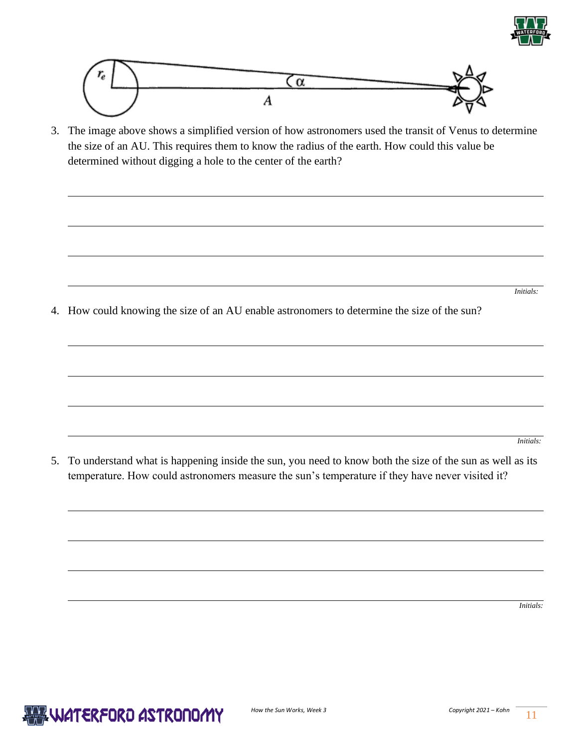$r_e$

$\alpha$

$A$

3. The image above shows a simplified version of how astronomers used the transit of Venus to determine the size of an AU. This requires them to know the radius of the earth. How could this value be determined without digging a hole to the center of the earth?

_Initials:_

4. How could knowing the size of an AU enable astronomers to determine the size of the sun?

_Initials:_

5. To understand what is happening inside the sun, you need to know both the size of the sun as well as its temperature. How could astronomers measure the sun's temperature if they have never visited it?

_Initials:_